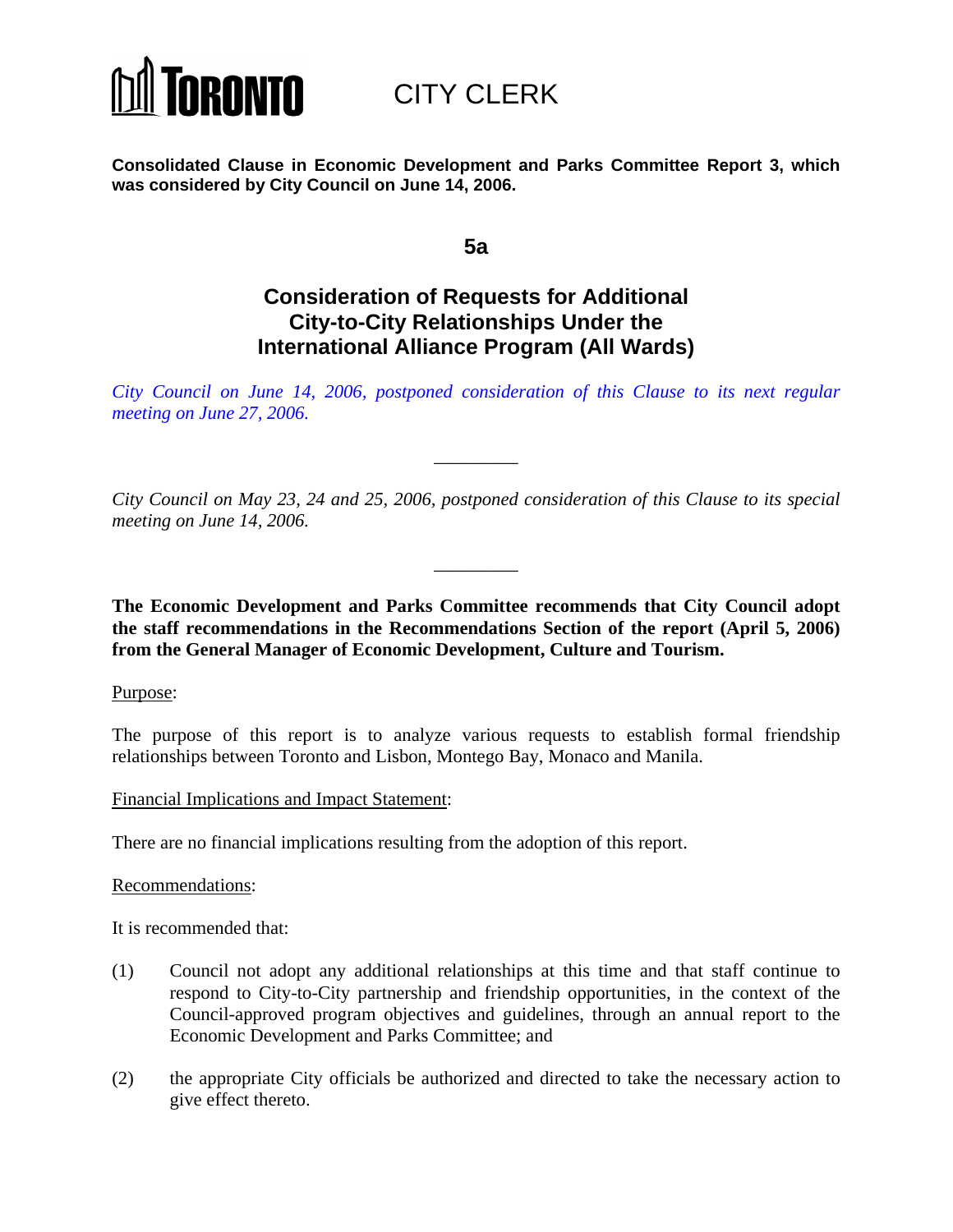TORONTO CITY CLERK

**Consolidated Clause in Economic Development and Parks Committee Report 3, which was considered by City Council on June 14, 2006.**

**5a**

## Consideration of Requests for Additional City-to-City Relationships Under the International Alliance Program (All Wards)

*City Council on June 14, 2006, postponed consideration of this Clause to its next regular meeting on June 27, 2006.*

---

*City Council on May 23, 24 and 25, 2006, postponed consideration of this Clause to its special meeting on June 14, 2006.*

---

**The Economic Development and Parks Committee recommends that City Council adopt the staff recommendations in the Recommendations Section of the report (April 5, 2006) from the General Manager of Economic Development, Culture and Tourism.**

Purpose:

The purpose of this report is to analyze various requests to establish formal friendship relationships between Toronto and Lisbon, Montego Bay, Monaco and Manila.

Financial Implications and Impact Statement:

There are no financial implications resulting from the adoption of this report.

Recommendations:

It is recommended that:

(1) Council not adopt any additional relationships at this time and that staff continue to respond to City-to-City partnership and friendship opportunities, in the context of the Council-approved program objectives and guidelines, through an annual report to the Economic Development and Parks Committee; and

(2) the appropriate City officials be authorized and directed to take the necessary action to give effect thereto.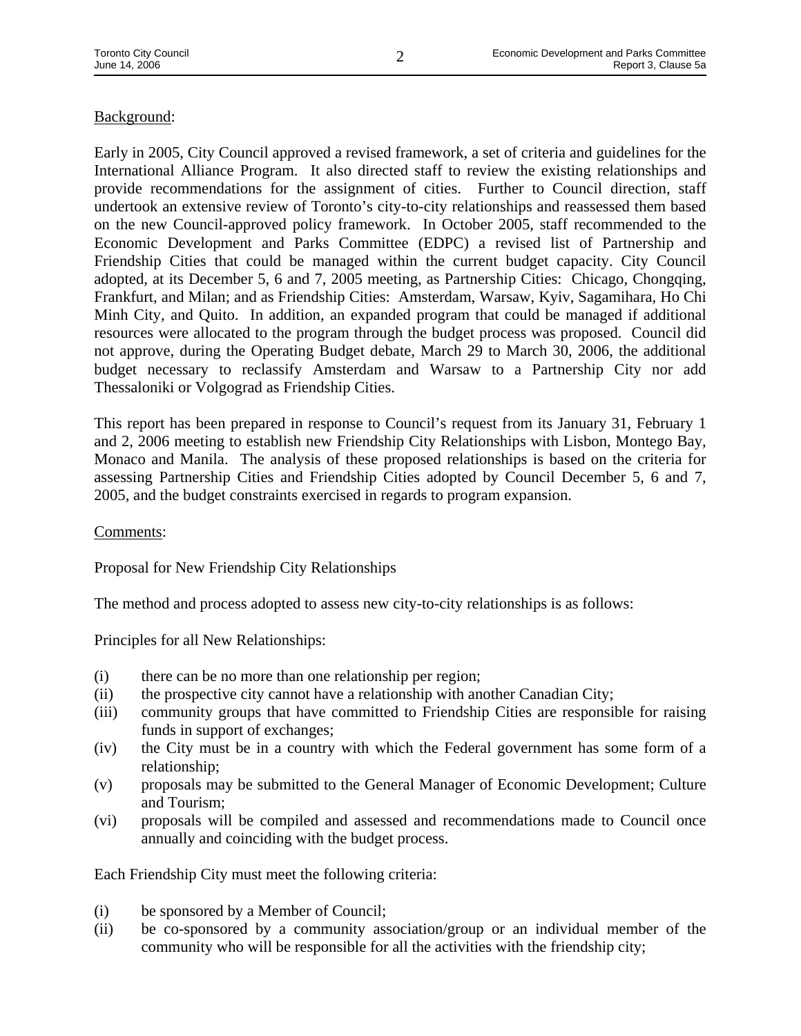Background:

Early in 2005, City Council approved a revised framework, a set of criteria and guidelines for the International Alliance Program. It also directed staff to review the existing relationships and provide recommendations for the assignment of cities. Further to Council direction, staff undertook an extensive review of Toronto's city-to-city relationships and reassessed them based on the new Council-approved policy framework. In October 2005, staff recommended to the Economic Development and Parks Committee (EDPC) a revised list of Partnership and Friendship Cities that could be managed within the current budget capacity. City Council adopted, at its December 5, 6 and 7, 2005 meeting, as Partnership Cities: Chicago, Chongqing, Frankfurt, and Milan; and as Friendship Cities: Amsterdam, Warsaw, Kyiv, Sagamihara, Ho Chi Minh City, and Quito. In addition, an expanded program that could be managed if additional resources were allocated to the program through the budget process was proposed. Council did not approve, during the Operating Budget debate, March 29 to March 30, 2006, the additional budget necessary to reclassify Amsterdam and Warsaw to a Partnership City nor add Thessaloniki or Volgograd as Friendship Cities.

This report has been prepared in response to Council's request from its January 31, February 1 and 2, 2006 meeting to establish new Friendship City Relationships with Lisbon, Montego Bay, Monaco and Manila. The analysis of these proposed relationships is based on the criteria for assessing Partnership Cities and Friendship Cities adopted by Council December 5, 6 and 7, 2005, and the budget constraints exercised in regards to program expansion.

Comments:

Proposal for New Friendship City Relationships

The method and process adopted to assess new city-to-city relationships is as follows:

Principles for all New Relationships:

(i) there can be no more than one relationship per region;
(ii) the prospective city cannot have a relationship with another Canadian City;
(iii) community groups that have committed to Friendship Cities are responsible for raising funds in support of exchanges;
(iv) the City must be in a country with which the Federal government has some form of a relationship;
(v) proposals may be submitted to the General Manager of Economic Development; Culture and Tourism;
(vi) proposals will be compiled and assessed and recommendations made to Council once annually and coinciding with the budget process.

Each Friendship City must meet the following criteria:

(i) be sponsored by a Member of Council;
(ii) be co-sponsored by a community association/group or an individual member of the community who will be responsible for all the activities with the friendship city;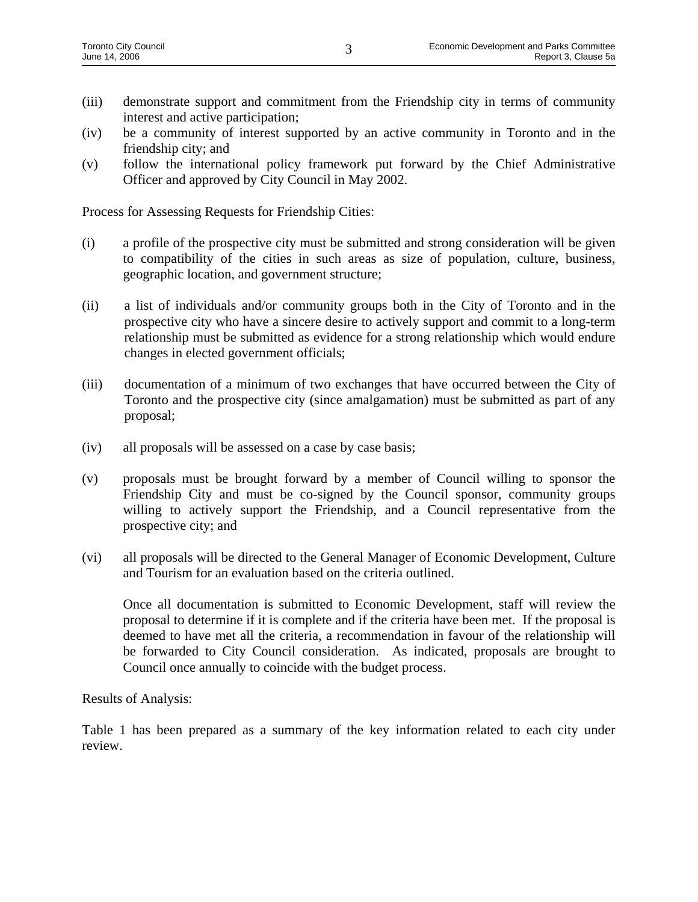(iii) demonstrate support and commitment from the Friendship city in terms of community interest and active participation;

(iv) be a community of interest supported by an active community in Toronto and in the friendship city; and

(v) follow the international policy framework put forward by the Chief Administrative Officer and approved by City Council in May 2002.

Process for Assessing Requests for Friendship Cities:

(i) a profile of the prospective city must be submitted and strong consideration will be given to compatibility of the cities in such areas as size of population, culture, business, geographic location, and government structure;

(ii) a list of individuals and/or community groups both in the City of Toronto and in the prospective city who have a sincere desire to actively support and commit to a long-term relationship must be submitted as evidence for a strong relationship which would endure changes in elected government officials;

(iii) documentation of a minimum of two exchanges that have occurred between the City of Toronto and the prospective city (since amalgamation) must be submitted as part of any proposal;

(iv) all proposals will be assessed on a case by case basis;

(v) proposals must be brought forward by a member of Council willing to sponsor the Friendship City and must be co-signed by the Council sponsor, community groups willing to actively support the Friendship, and a Council representative from the prospective city; and

(vi) all proposals will be directed to the General Manager of Economic Development, Culture and Tourism for an evaluation based on the criteria outlined.

Once all documentation is submitted to Economic Development, staff will review the proposal to determine if it is complete and if the criteria have been met. If the proposal is deemed to have met all the criteria, a recommendation in favour of the relationship will be forwarded to City Council consideration. As indicated, proposals are brought to Council once annually to coincide with the budget process.

Results of Analysis:

Table 1 has been prepared as a summary of the key information related to each city under review.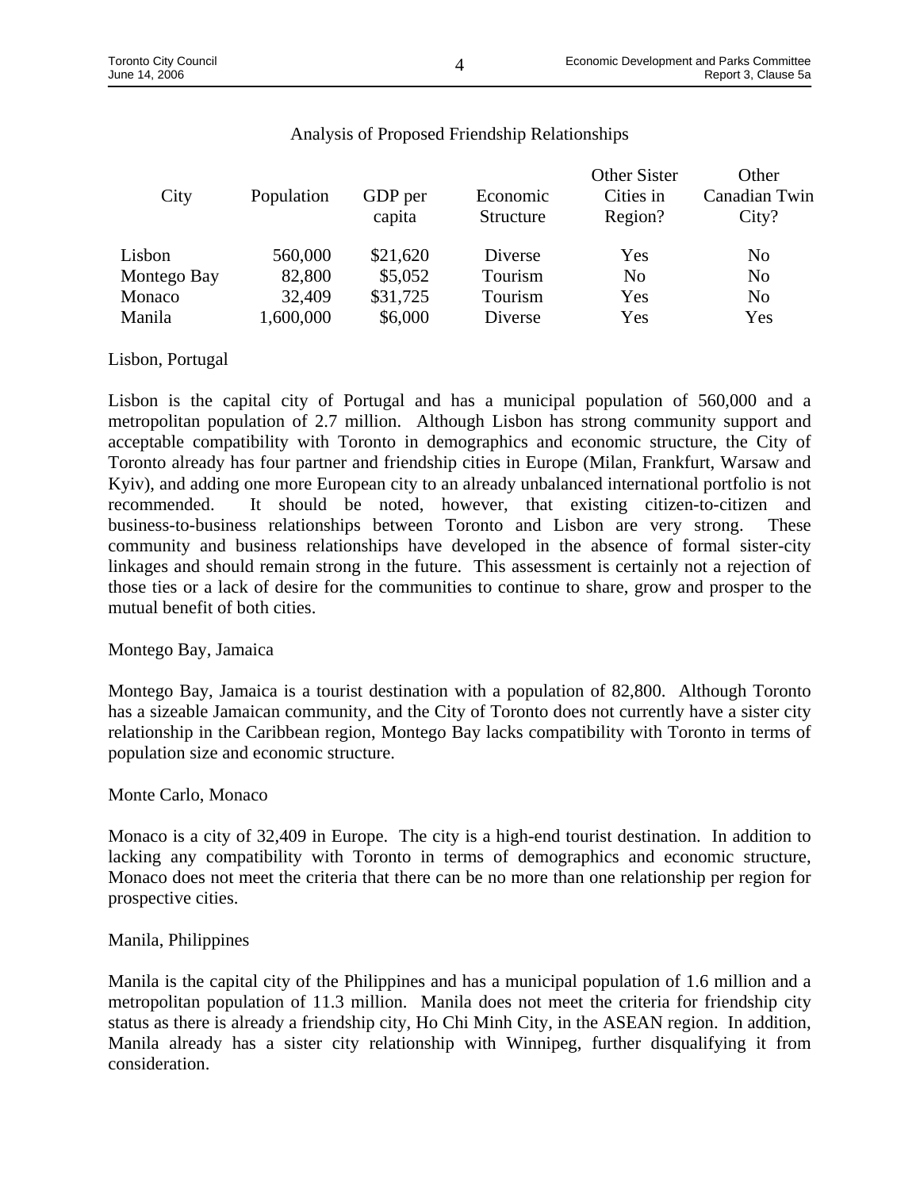Analysis of Proposed Friendship Relationships

| City | Population | GDP per capita | Economic Structure | Other Sister Cities in Region? | Other Canadian Twin City? |
|---|---|---|---|---|---|
| Lisbon | 560,000 | $21,620 | Diverse | Yes | No |
| Montego Bay | 82,800 | $5,052 | Tourism | No | No |
| Monaco | 32,409 | $31,725 | Tourism | Yes | No |
| Manila | 1,600,000 | $6,000 | Diverse | Yes | Yes |

Lisbon, Portugal

Lisbon is the capital city of Portugal and has a municipal population of 560,000 and a metropolitan population of 2.7 million. Although Lisbon has strong community support and acceptable compatibility with Toronto in demographics and economic structure, the City of Toronto already has four partner and friendship cities in Europe (Milan, Frankfurt, Warsaw and Kyiv), and adding one more European city to an already unbalanced international portfolio is not recommended. It should be noted, however, that existing citizen-to-citizen and business-to-business relationships between Toronto and Lisbon are very strong. These community and business relationships have developed in the absence of formal sister-city linkages and should remain strong in the future. This assessment is certainly not a rejection of those ties or a lack of desire for the communities to continue to share, grow and prosper to the mutual benefit of both cities.

Montego Bay, Jamaica

Montego Bay, Jamaica is a tourist destination with a population of 82,800. Although Toronto has a sizeable Jamaican community, and the City of Toronto does not currently have a sister city relationship in the Caribbean region, Montego Bay lacks compatibility with Toronto in terms of population size and economic structure.

Monte Carlo, Monaco

Monaco is a city of 32,409 in Europe. The city is a high-end tourist destination. In addition to lacking any compatibility with Toronto in terms of demographics and economic structure, Monaco does not meet the criteria that there can be no more than one relationship per region for prospective cities.

Manila, Philippines

Manila is the capital city of the Philippines and has a municipal population of 1.6 million and a metropolitan population of 11.3 million. Manila does not meet the criteria for friendship city status as there is already a friendship city, Ho Chi Minh City, in the ASEAN region. In addition, Manila already has a sister city relationship with Winnipeg, further disqualifying it from consideration.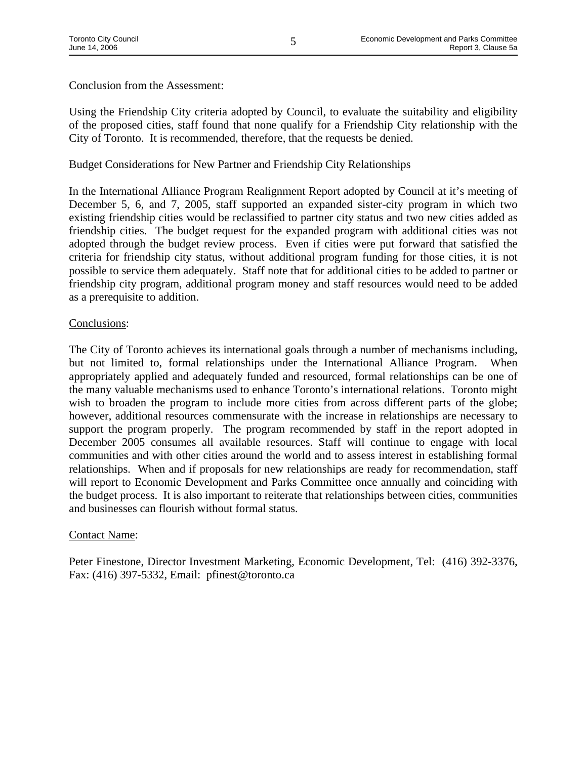Conclusion from the Assessment:

Using the Friendship City criteria adopted by Council, to evaluate the suitability and eligibility of the proposed cities, staff found that none qualify for a Friendship City relationship with the City of Toronto. It is recommended, therefore, that the requests be denied.

Budget Considerations for New Partner and Friendship City Relationships

In the International Alliance Program Realignment Report adopted by Council at it's meeting of December 5, 6, and 7, 2005, staff supported an expanded sister-city program in which two existing friendship cities would be reclassified to partner city status and two new cities added as friendship cities. The budget request for the expanded program with additional cities was not adopted through the budget review process. Even if cities were put forward that satisfied the criteria for friendship city status, without additional program funding for those cities, it is not possible to service them adequately. Staff note that for additional cities to be added to partner or friendship city program, additional program money and staff resources would need to be added as a prerequisite to addition.

Conclusions:

The City of Toronto achieves its international goals through a number of mechanisms including, but not limited to, formal relationships under the International Alliance Program. When appropriately applied and adequately funded and resourced, formal relationships can be one of the many valuable mechanisms used to enhance Toronto's international relations. Toronto might wish to broaden the program to include more cities from across different parts of the globe; however, additional resources commensurate with the increase in relationships are necessary to support the program properly. The program recommended by staff in the report adopted in December 2005 consumes all available resources. Staff will continue to engage with local communities and with other cities around the world and to assess interest in establishing formal relationships. When and if proposals for new relationships are ready for recommendation, staff will report to Economic Development and Parks Committee once annually and coinciding with the budget process. It is also important to reiterate that relationships between cities, communities and businesses can flourish without formal status.

Contact Name:

Peter Finestone, Director Investment Marketing, Economic Development, Tel: (416) 392-3376, Fax: (416) 397-5332, Email: pfinest@toronto.ca